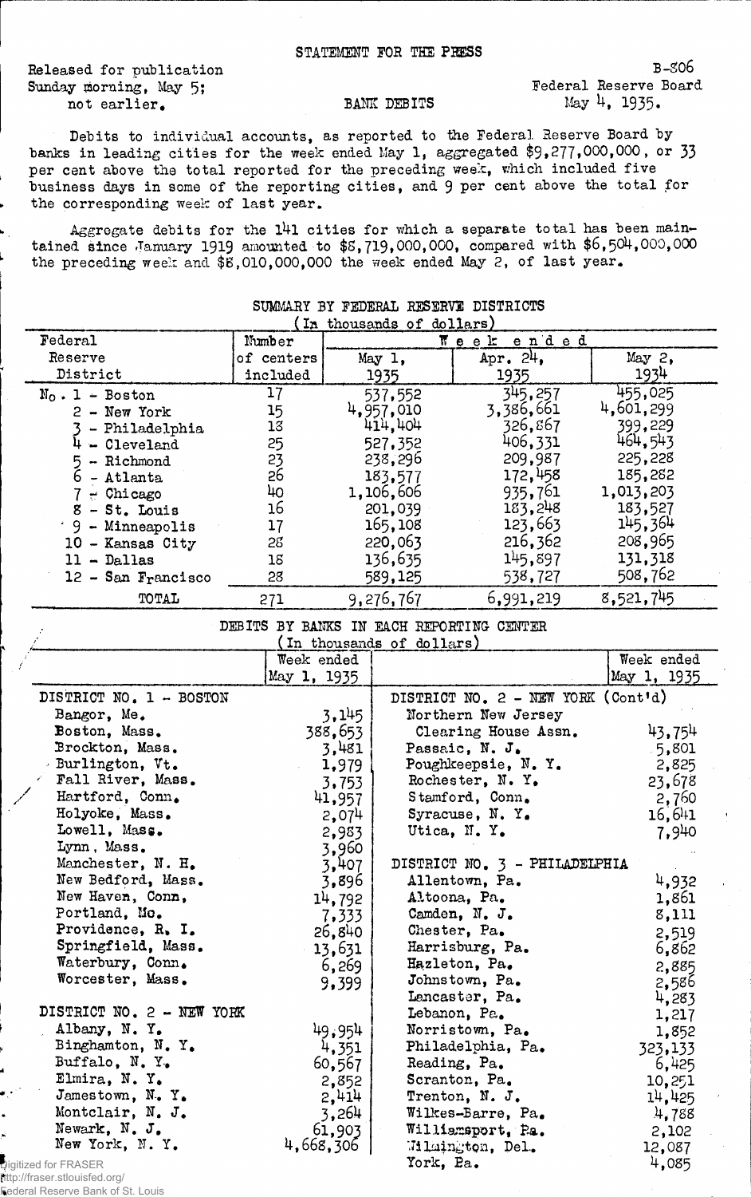STATEMENT FOR THE PRESS

Released for publication
Sunday morning, May 5;
not earlier.

B-806
Federal Reserve Board
May 4, 1935.

BANK DEBITS

Debits to individual accounts, as reported to the Federal Reserve Board by banks in leading cities for the week ended May 1, aggregated $9,277,000,000, or 33 per cent above the total reported for the preceding week, which included five business days in some of the reporting cities, and 9 per cent above the total for the corresponding week of last year.

Aggregate debits for the 141 cities for which a separate total has been maintained since January 1919 amounted to $8,719,000,000, compared with $6,504,000,000 the preceding week and $8,010,000,000 the week ended May 2, of last year.

SUMMARY BY FEDERAL RESERVE DISTRICTS
(In thousands of dollars)

| Federal Reserve District | Number of centers included | Week ended May 1, 1935 | Week ended Apr. 24, 1935 | Week ended May 2, 1934 |
|---|---|---|---|---|
| No. 1 - Boston | 17 | 537,552 | 345,257 | 455,025 |
| 2 - New York | 15 | 4,957,010 | 3,386,661 | 4,601,299 |
| 3 - Philadelphia | 18 | 414,404 | 326,867 | 399,229 |
| 4 - Cleveland | 25 | 527,352 | 406,331 | 464,543 |
| 5 - Richmond | 23 | 238,296 | 209,987 | 225,228 |
| 6 - Atlanta | 26 | 183,577 | 172,458 | 185,282 |
| 7 - Chicago | 40 | 1,106,606 | 935,761 | 1,013,203 |
| 8 - St. Louis | 16 | 201,039 | 183,248 | 183,527 |
| 9 - Minneapolis | 17 | 165,108 | 123,663 | 145,364 |
| 10 - Kansas City | 28 | 220,063 | 216,362 | 208,965 |
| 11 - Dallas | 18 | 136,635 | 145,897 | 131,318 |
| 12 - San Francisco | 28 | 589,125 | 538,727 | 508,762 |
| TOTAL | 271 | 9,276,767 | 6,991,219 | 8,521,745 |

DEBITS BY BANKS IN EACH REPORTING CENTER
(In thousands of dollars)

| | Week ended May 1, 1935 | | Week ended May 1, 1935 |
|---|---|---|---|
| DISTRICT NO. 1 - BOSTON | | DISTRICT NO. 2 - NEW YORK (Cont'd) | |
| Bangor, Me. | 3,145 | Northern New Jersey Clearing House Assn. | 43,754 |
| Boston, Mass. | 388,653 | Passaic, N. J. | 5,801 |
| Brockton, Mass. | 3,481 | Poughkeepsie, N. Y. | 2,825 |
| Burlington, Vt. | 1,979 | Rochester, N. Y. | 23,678 |
| Fall River, Mass. | 3,753 | Stamford, Conn. | 2,760 |
| Hartford, Conn. | 41,957 | Syracuse, N. Y. | 16,641 |
| Holyoke, Mass. | 2,074 | Utica, N. Y. | 7,940 |
| Lowell, Mass. | 2,983 | | |
| Lynn, Mass. | 3,960 | DISTRICT NO. 3 - PHILADELPHIA | |
| Manchester, N. H. | 3,407 | Allentown, Pa. | 4,932 |
| New Bedford, Mass. | 3,896 | Altoona, Pa. | 1,861 |
| New Haven, Conn. | 14,792 | Camden, N. J. | 8,111 |
| Portland, Me. | 7,333 | Chester, Pa. | 2,519 |
| Providence, R. I. | 26,840 | Harrisburg, Pa. | 6,862 |
| Springfield, Mass. | 13,631 | Hazleton, Pa. | 2,885 |
| Waterbury, Conn. | 6,269 | Johnstown, Pa. | 2,586 |
| Worcester, Mass. | 9,399 | Lancaster, Pa. | 4,283 |
| | | Lebanon, Pa. | 1,217 |
| DISTRICT NO. 2 - NEW YORK | | Norristown, Pa. | 1,852 |
| Albany, N. Y. | 49,954 | Philadelphia, Pa. | 323,133 |
| Binghamton, N. Y. | 4,351 | Reading, Pa. | 6,425 |
| Buffalo, N. Y. | 60,567 | Scranton, Pa. | 10,251 |
| Elmira, N. Y. | 2,852 | Trenton, N. J. | 14,425 |
| Jamestown, N. Y. | 2,414 | Wilkes-Barre, Pa. | 4,788 |
| Montclair, N. J. | 3,264 | Williamsport, Pa. | 2,102 |
| Newark, N. J. | 61,903 | Wilmington, Del. | 12,087 |
| New York, N. Y. | 4,668,306 | York, Pa. | 4,085 |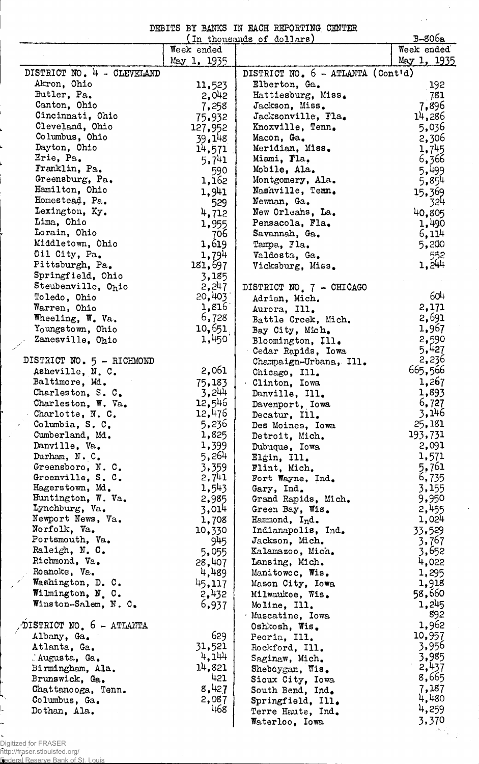DEBITS BY BANKS IN EACH REPORTING CENTER

(In thousands of dollars)

B-806a

| | Week ended May 1, 1935 |
|---|---|
| **DISTRICT NO. 4 - CLEVELAND** | |
| Akron, Ohio | 11,523 |
| Butler, Pa. | 2,042 |
| Canton, Ohio | 7,258 |
| Cincinnati, Ohio | 75,932 |
| Cleveland, Ohio | 127,952 |
| Columbus, Ohio | 39,148 |
| Dayton, Ohio | 14,571 |
| Erie, Pa. | 5,741 |
| Franklin, Pa. | 590 |
| Greensburg, Pa. | 1,162 |
| Hamilton, Ohio | 1,941 |
| Homestead, Pa. | 529 |
| Lexington, Ky. | 4,712 |
| Lima, Ohio | 1,955 |
| Lorain, Ohio | 706 |
| Middletown, Ohio | 1,619 |
| Oil City, Pa. | 1,794 |
| Pittsburgh, Pa. | 181,697 |
| Springfield, Ohio | 3,185 |
| Steubenville, Ohio | 2,247 |
| Toledo, Ohio | 20,403 |
| Warren, Ohio | 1,816 |
| Wheeling, W. Va. | 6,728 |
| Youngstown, Ohio | 10,651 |
| Zanesville, Ohio | 1,450 |
| **DISTRICT NO. 5 - RICHMOND** | |
| Asheville, N. C. | 2,061 |
| Baltimore, Md. | 75,183 |
| Charleston, S. C. | 3,244 |
| Charleston, W. Va. | 12,546 |
| Charlotte, N. C. | 12,476 |
| Columbia, S. C. | 5,236 |
| Cumberland, Md. | 1,825 |
| Danville, Va. | 1,399 |
| Durham, N. C. | 5,264 |
| Greensboro, N. C. | 3,359 |
| Greenville, S. C. | 2,741 |
| Hagerstown, Md. | 1,543 |
| Huntington, W. Va. | 2,985 |
| Lynchburg, Va. | 3,014 |
| Newport News, Va. | 1,708 |
| Norfolk, Va. | 10,330 |
| Portsmouth, Va. | 945 |
| Raleigh, N. C. | 5,055 |
| Richmond, Va. | 28,407 |
| Roanoke, Va. | 4,489 |
| Washington, D. C. | 45,117 |
| Wilmington, N. C. | 2,432 |
| Winston-Salem, N. C. | 6,937 |
| **DISTRICT NO. 6 - ATLANTA** | |
| Albany, Ga. | 629 |
| Atlanta, Ga. | 31,521 |
| Augusta, Ga. | 4,144 |
| Birmingham, Ala. | 14,821 |
| Brunswick, Ga. | 421 |
| Chattanooga, Tenn. | 8,427 |
| Columbus, Ga. | 2,087 |
| Dothan, Ala. | 468 |
| **DISTRICT NO. 6 - ATLANTA (Cont'd)** | |
| Elberton, Ga. | 192 |
| Hattiesburg, Miss. | 781 |
| Jackson, Miss. | 7,896 |
| Jacksonville, Fla. | 14,286 |
| Knoxville, Tenn. | 5,036 |
| Macon, Ga. | 2,306 |
| Meridian, Miss. | 1,745 |
| Miami, Fla. | 6,366 |
| Mobile, Ala. | 5,499 |
| Montgomery, Ala. | 5,854 |
| Nashville, Tenn. | 15,369 |
| Newnan, Ga. | 324 |
| New Orleans, La. | 40,805 |
| Pensacola, Fla. | 1,490 |
| Savannah, Ga. | 6,114 |
| Tampa, Fla. | 5,200 |
| Valdosta, Ga. | 552 |
| Vicksburg, Miss. | 1,244 |
| **DISTRICT NO. 7 - CHICAGO** | |
| Adrian, Mich. | 604 |
| Aurora, Ill. | 2,171 |
| Battle Creek, Mich. | 2,691 |
| Bay City, Mich. | 1,967 |
| Bloomington, Ill. | 2,590 |
| Cedar Rapids, Iowa | 5,427 |
| Champaign-Urbana, Ill. | 2,236 |
| Chicago, Ill. | 665,566 |
| Clinton, Iowa | 1,267 |
| Danville, Ill. | 1,893 |
| Davenport, Iowa | 6,727 |
| Decatur, Ill. | 3,146 |
| Des Moines, Iowa | 25,181 |
| Detroit, Mich. | 193,731 |
| Dubuque, Iowa | 2,091 |
| Elgin, Ill. | 1,571 |
| Flint, Mich. | 5,761 |
| Fort Wayne, Ind. | 6,735 |
| Gary, Ind. | 3,155 |
| Grand Rapids, Mich. | 9,950 |
| Green Bay, Wis. | 2,455 |
| Hammond, Ind. | 1,024 |
| Indianapolis, Ind. | 33,529 |
| Jackson, Mich. | 3,767 |
| Kalamazoo, Mich. | 3,652 |
| Lansing, Mich. | 4,022 |
| Manitowoc, Wis. | 1,295 |
| Mason City, Iowa | 1,918 |
| Milwaukee, Wis. | 58,660 |
| Moline, Ill. | 1,245 |
| Muscatine, Iowa | 892 |
| Oshkosh, Wis. | 1,962 |
| Peoria, Ill. | 10,957 |
| Rockford, Ill. | 3,956 |
| Saginaw, Mich. | 3,985 |
| Sheboygan, Wis. | 2,437 |
| Sioux City, Iowa | 8,665 |
| South Bend, Ind. | 7,187 |
| Springfield, Ill. | 4,480 |
| Terre Haute, Ind. | 4,259 |
| Waterloo, Iowa | 3,370 |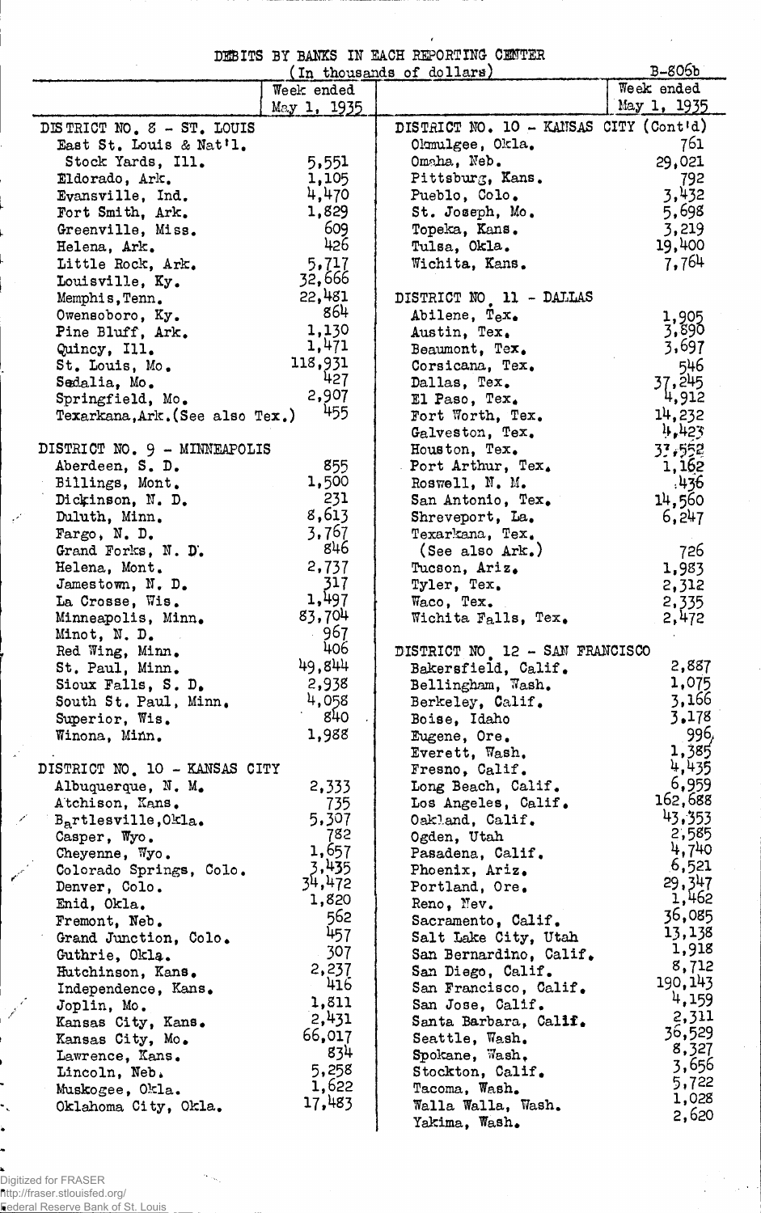# DEBITS BY BANKS IN EACH REPORTING CENTER

(In thousands of dollars)

B-806b

| | Week ended May 1, 1935 |
|---|---|
| **DISTRICT NO. 8 - ST. LOUIS** | |
| East St. Louis & Nat'l. Stock Yards, Ill. | 5,551 |
| Eldorado, Ark. | 1,105 |
| Evansville, Ind. | 4,470 |
| Fort Smith, Ark. | 1,829 |
| Greenville, Miss. | 609 |
| Helena, Ark. | 426 |
| Little Rock, Ark. | 5,717 |
| Louisville, Ky. | 32,666 |
| Memphis, Tenn. | 22,481 |
| Owensboro, Ky. | 864 |
| Pine Bluff, Ark. | 1,130 |
| Quincy, Ill. | 1,471 |
| St. Louis, Mo. | 118,931 |
| Sedalia, Mo. | 427 |
| Springfield, Mo. | 2,907 |
| Texarkana, Ark. (See also Tex.) | 455 |
| **DISTRICT NO. 9 - MINNEAPOLIS** | |
| Aberdeen, S. D. | 855 |
| Billings, Mont. | 1,500 |
| Dickinson, N. D. | 231 |
| Duluth, Minn. | 8,613 |
| Fargo, N. D. | 3,767 |
| Grand Forks, N. D. | 846 |
| Helena, Mont. | 2,737 |
| Jamestown, N. D. | 317 |
| La Crosse, Wis. | 1,497 |
| Minneapolis, Minn. | 83,704 |
| Minot, N. D. | 967 |
| Red Wing, Minn. | 406 |
| St. Paul, Minn. | 49,844 |
| Sioux Falls, S. D. | 2,938 |
| South St. Paul, Minn. | 4,058 |
| Superior, Wis. | 840 |
| Winona, Minn. | 1,988 |
| **DISTRICT NO. 10 - KANSAS CITY** | |
| Albuquerque, N. M. | 2,333 |
| Atchison, Kans. | 735 |
| Bartlesville, Okla. | 5,307 |
| Casper, Wyo. | 782 |
| Cheyenne, Wyo. | 1,657 |
| Colorado Springs, Colo. | 3,435 |
| Denver, Colo. | 34,472 |
| Enid, Okla. | 1,820 |
| Fremont, Neb. | 562 |
| Grand Junction, Colo. | 457 |
| Guthrie, Okla. | 307 |
| Hutchinson, Kans. | 2,237 |
| Independence, Kans. | 416 |
| Joplin, Mo. | 1,811 |
| Kansas City, Kans. | 2,431 |
| Kansas City, Mo. | 66,017 |
| Lawrence, Kans. | 834 |
| Lincoln, Neb. | 5,258 |
| Muskogee, Okla. | 1,622 |
| Oklahoma City, Okla. | 17,483 |
| **DISTRICT NO. 10 - KANSAS CITY (Cont'd)** | |
| Okmulgee, Okla. | 761 |
| Omaha, Neb. | 29,021 |
| Pittsburg, Kans. | 792 |
| Pueblo, Colo. | 3,432 |
| St. Joseph, Mo. | 5,698 |
| Topeka, Kans. | 3,219 |
| Tulsa, Okla. | 19,400 |
| Wichita, Kans. | 7,764 |
| **DISTRICT NO. 11 - DALLAS** | |
| Abilene, Tex. | 1,905 |
| Austin, Tex. | 3,890 |
| Beaumont, Tex. | 3,697 |
| Corsicana, Tex. | 546 |
| Dallas, Tex. | 37,245 |
| El Paso, Tex. | 4,912 |
| Fort Worth, Tex. | 14,232 |
| Galveston, Tex. | 4,423 |
| Houston, Tex. | 37,552 |
| Port Arthur, Tex. | 1,162 |
| Roswell, N. M. | 436 |
| San Antonio, Tex. | 14,560 |
| Shreveport, La. | 6,247 |
| Texarkana, Tex. (See also Ark.) | 726 |
| Tucson, Ariz. | 1,983 |
| Tyler, Tex. | 2,312 |
| Waco, Tex. | 2,335 |
| Wichita Falls, Tex. | 2,472 |
| **DISTRICT NO. 12 - SAN FRANCISCO** | |
| Bakersfield, Calif. | 2,887 |
| Bellingham, Wash. | 1,075 |
| Berkeley, Calif. | 3,166 |
| Boise, Idaho | 3,178 |
| Eugene, Ore. | 996 |
| Everett, Wash. | 1,385 |
| Fresno, Calif. | 4,435 |
| Long Beach, Calif. | 6,959 |
| Los Angeles, Calif. | 162,688 |
| Oakland, Calif. | 43,353 |
| Ogden, Utah | 2,585 |
| Pasadena, Calif. | 4,740 |
| Phoenix, Ariz. | 6,521 |
| Portland, Ore. | 29,347 |
| Reno, Nev. | 1,462 |
| Sacramento, Calif. | 36,085 |
| Salt Lake City, Utah | 13,138 |
| San Bernardino, Calif. | 1,918 |
| San Diego, Calif. | 8,712 |
| San Francisco, Calif. | 190,143 |
| San Jose, Calif. | 4,159 |
| Santa Barbara, Calif. | 2,311 |
| Seattle, Wash. | 36,529 |
| Spokane, Wash. | 8,327 |
| Stockton, Calif. | 3,656 |
| Tacoma, Wash. | 5,722 |
| Walla Walla, Wash. | 1,028 |
| Yakima, Wash. | 2,620 |